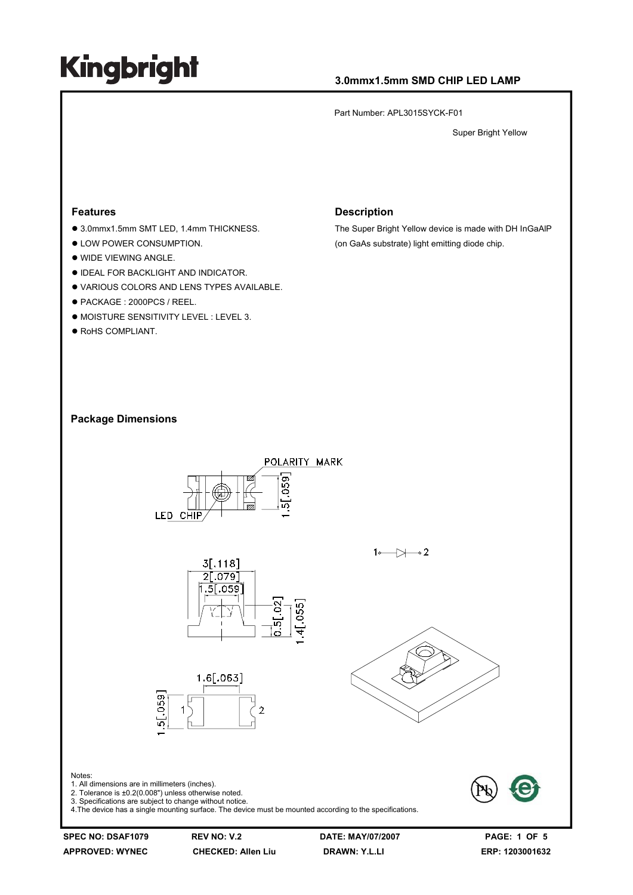# Kingbright

**3.0mmx1.5mm SMD CHIP LED LAMP**

Part Number: APL3015SYCK-F01

Super Bright Yellow

## Features

- 3.0mmx1.5mm SMT LED, 1.4mm THICKNESS.
- LOW POWER CONSUMPTION.
- WIDE VIEWING ANGLE.
- IDEAL FOR BACKLIGHT AND INDICATOR.
- VARIOUS COLORS AND LENS TYPES AVAILABLE.
- PACKAGE : 2000PCS / REEL.
- MOISTURE SENSITIVITY LEVEL : LEVEL 3.
- RoHS COMPLIANT.

## Description

The Super Bright Yellow device is made with DH InGaAlP (on GaAs substrate) light emitting diode chip.

## Package Dimensions

POLARITY MARK

LED CHIP

1.5[.059]

3[.118]

2[.079]

1.5[.059]

0.5[.02]

1.4[.055]

1.6[.063]

1.5[.059]

1 2

Notes:
1. All dimensions are in millimeters (inches).
2. Tolerance is ±0.2(0.008") unless otherwise noted.
3. Specifications are subject to change without notice.
4. The device has a single mounting surface. The device must be mounted according to the specifications.

**SPEC NO: DSAF1079** **REV NO: V.2** **DATE: MAY/07/2007**
**APPROVED: WYNEC** **CHECKED: Allen Liu** **DRAWN: Y.L.LI** **ERP: 1203001632**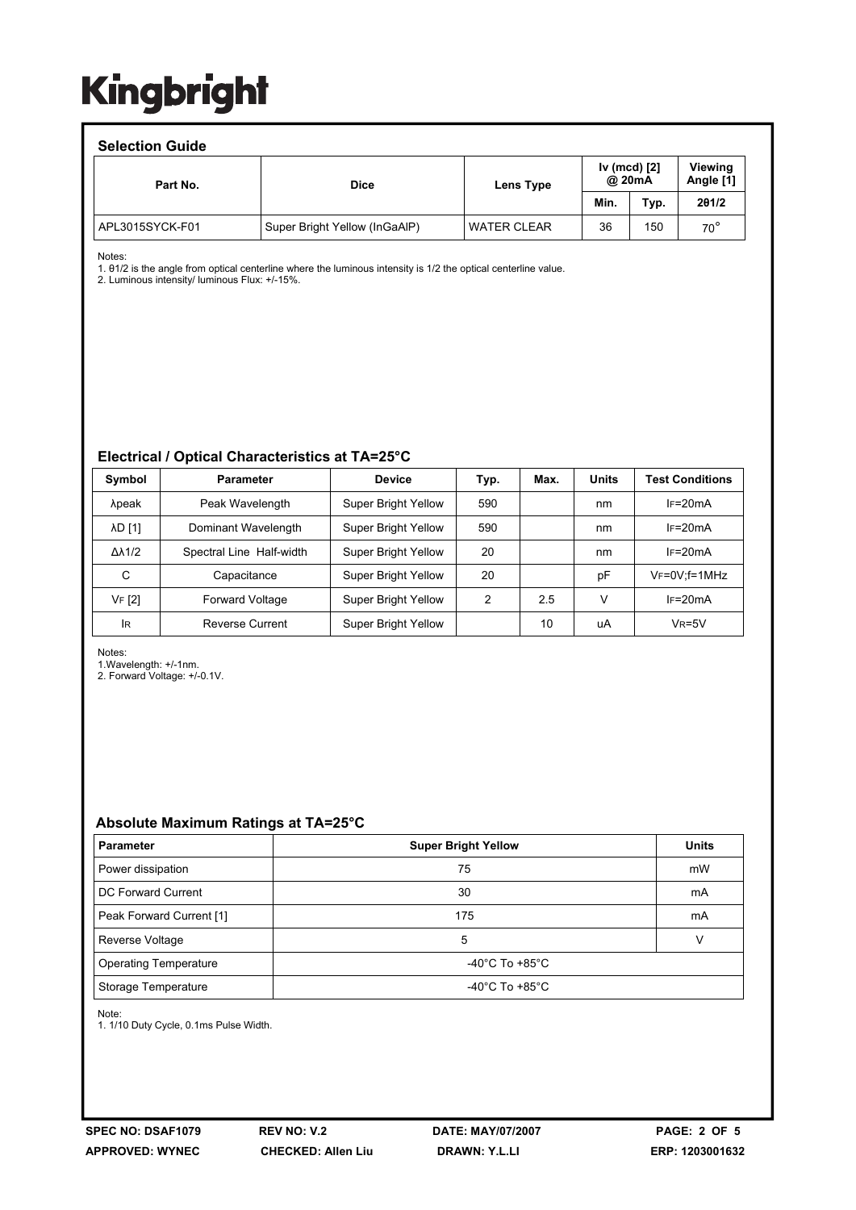Kingbright

## Selection Guide

| Part No. | Dice | Lens Type | Iv (mcd) [2] @ 20mA | | Viewing Angle [1] |
|---|---|---|---|---|---|
| | | | Min. | Typ. | 2θ1/2 |
| APL3015SYCK-F01 | Super Bright Yellow (InGaAlP) | WATER CLEAR | 36 | 150 | 70° |

Notes:
1. θ1/2 is the angle from optical centerline where the luminous intensity is 1/2 the optical centerline value.
2. Luminous intensity/ luminous Flux: +/-15%.

## Electrical / Optical Characteristics at TA=25°C

| Symbol | Parameter | Device | Typ. | Max. | Units | Test Conditions |
|---|---|---|---|---|---|---|
| λpeak | Peak Wavelength | Super Bright Yellow | 590 | | nm | IF=20mA |
| λD [1] | Dominant Wavelength | Super Bright Yellow | 590 | | nm | IF=20mA |
| Δλ1/2 | Spectral Line Half-width | Super Bright Yellow | 20 | | nm | IF=20mA |
| C | Capacitance | Super Bright Yellow | 20 | | pF | VF=0V;f=1MHz |
| VF [2] | Forward Voltage | Super Bright Yellow | 2 | 2.5 | V | IF=20mA |
| IR | Reverse Current | Super Bright Yellow | | 10 | uA | VR=5V |

Notes:
1.Wavelength: +/-1nm.
2. Forward Voltage: +/-0.1V.

## Absolute Maximum Ratings at TA=25°C

| Parameter | Super Bright Yellow | Units |
|---|---|---|
| Power dissipation | 75 | mW |
| DC Forward Current | 30 | mA |
| Peak Forward Current [1] | 175 | mA |
| Reverse Voltage | 5 | V |
| Operating Temperature | -40°C To +85°C | |
| Storage Temperature | -40°C To +85°C | |

Note:
1. 1/10 Duty Cycle, 0.1ms Pulse Width.

SPEC NO: DSAF1079 REV NO: V.2 DATE: MAY/07/2007
APPROVED: WYNEC CHECKED: Allen Liu DRAWN: Y.L.LI ERP: 1203001632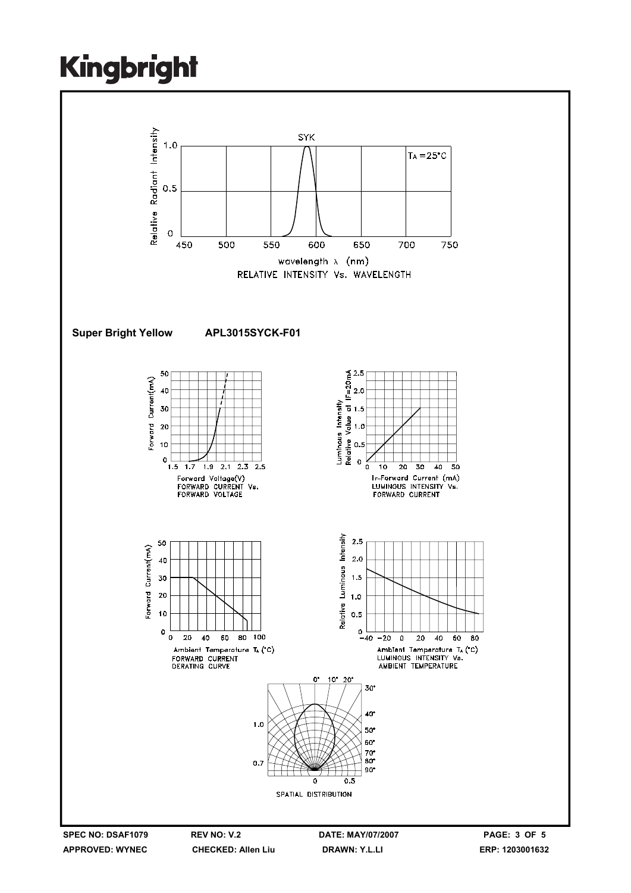# Kingbright

SYK

$T_A = 25°C$

Relative Radiant Intensity

wavelength λ (nm)

RELATIVE INTENSITY Vs. WAVELENGTH

**Super Bright Yellow APL3015SYCK-F01**

Forward Current(mA)

Forward Voltage(V)
FORWARD CURRENT Vs.
FORWARD VOLTAGE

Luminous Intensity Relative Value at IF=20mA

IF-Forward Current (mA)
LUMINOUS INTENSITY Vs.
FORWARD CURRENT

Forward Current(mA)

Ambient Temperature $T_A$ (°C)
FORWARD CURRENT
DERATING CURVE

Relative Luminous Intensity

Ambient Temperature $T_A$ (°C)
LUMINOUS INTENSITY Vs.
AMBIENT TEMPERATURE

SPATIAL DISTRIBUTION

SPEC NO: DSAF1079 REV NO: V.2 DATE: MAY/07/2007
APPROVED: WYNEC CHECKED: Allen Liu DRAWN: Y.L.LI ERP: 1203001632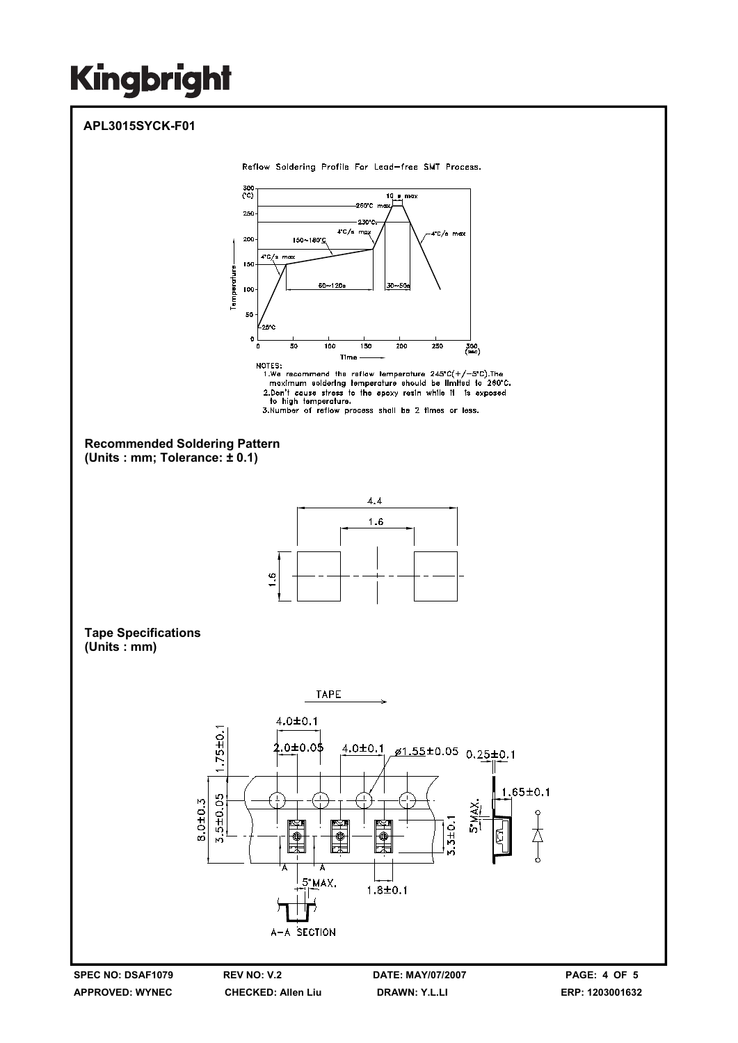# Kingbright

## APL3015SYCK-F01

Reflow Soldering Profile For Lead-free SMT Process.

NOTES:

1. We recommend the reflow temperature 245°C(+/-5°C).The maximum soldering temperature should be limited to 260°C.
2. Don't cause stress to the epoxy resin while it is exposed to high temperature.
3. Number of reflow process shall be 2 times or less.

### Recommended Soldering Pattern
**(Units : mm; Tolerance: ± 0.1)**

### Tape Specifications
**(Units : mm)**

| SPEC NO: DSAF1079 | REV NO: V.2 | DATE: MAY/07/2007 |
| --- | --- | --- |
| APPROVED: WYNEC | CHECKED: Allen Liu | DRAWN: Y.L.LI |

ERP: 1203001632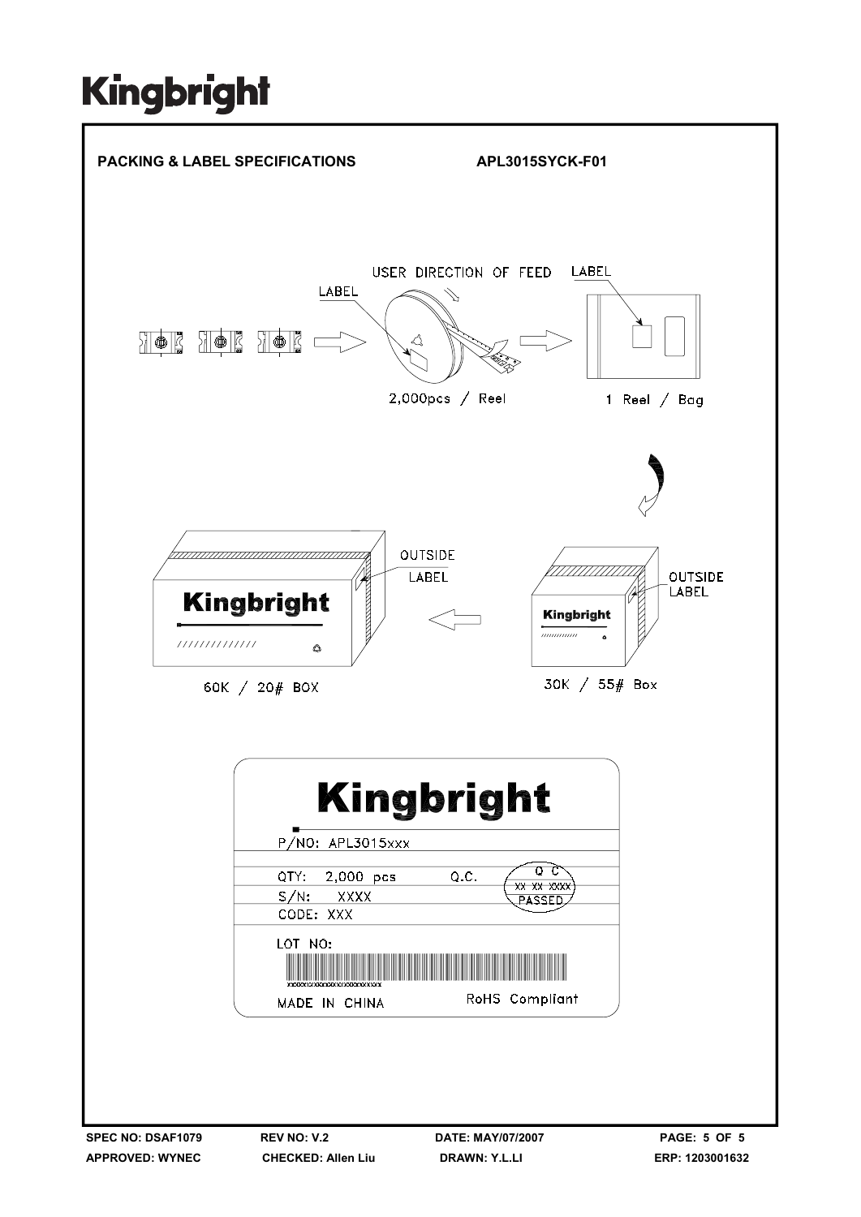**PACKING & LABEL SPECIFICATIONS** **APL3015SYCK-F01**

USER DIRECTION OF FEED

LABEL

LABEL

2,000pcs / Reel

1 Reel / Bag

OUTSIDE LABEL

OUTSIDE LABEL

Kingbright

Kingbright

60K / 20# BOX

30K / 55# Box

Kingbright

P/NO: APL3015xxx

QTY: 2,000 pcs Q.C.

Q C
XX XX XXXX
PASSED

S/N: XXXX

CODE: XXX

LOT NO:

MADE IN CHINA RoHS Compliant

SPEC NO: DSAF1079 REV NO: V.2 DATE: MAY/07/2007
APPROVED: WYNEC CHECKED: Allen Liu DRAWN: Y.L.LI ERP: 1203001632